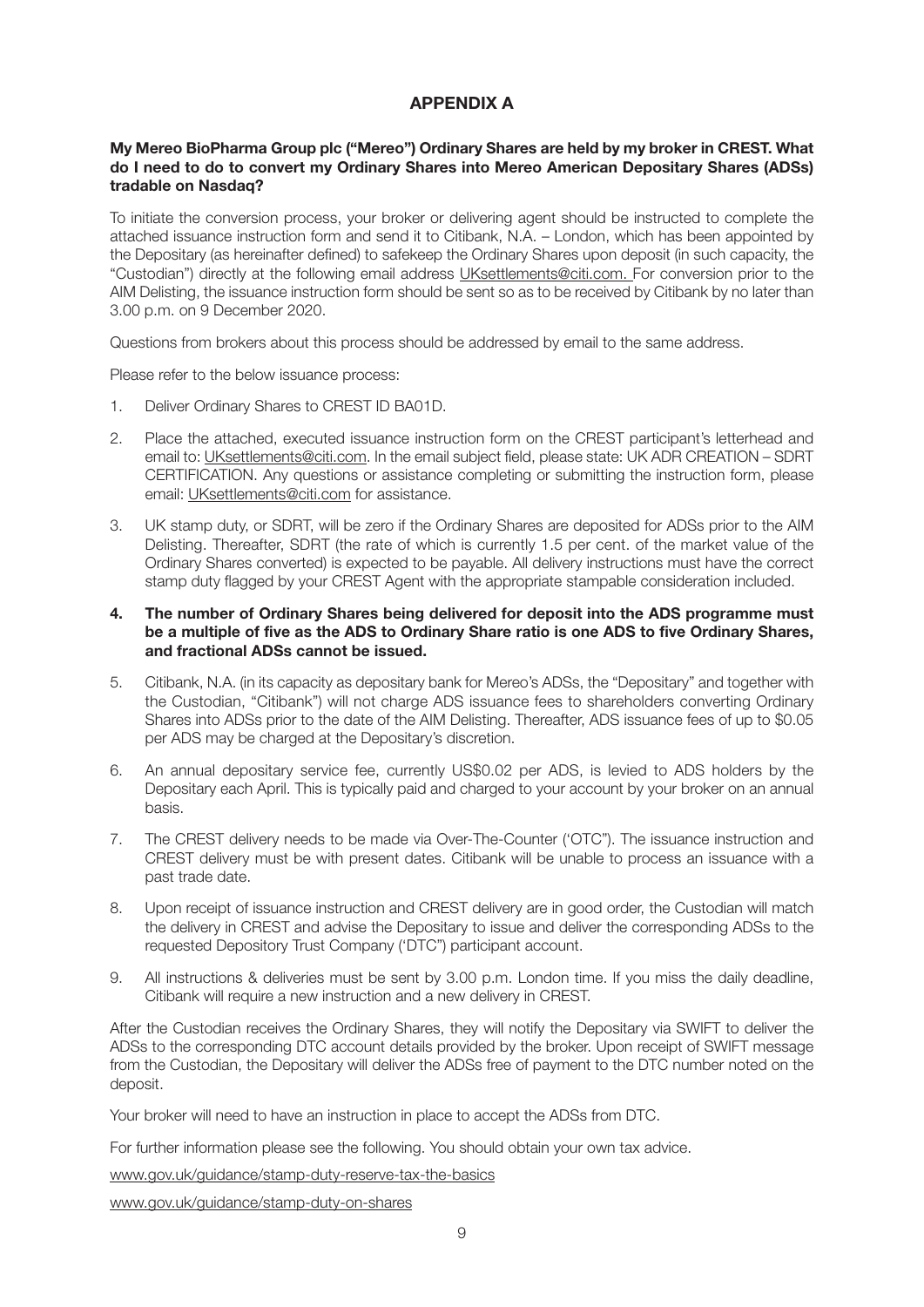# APPENDIX A

**My Mereo BioPharma Group plc ("Mereo") Ordinary Shares are held by my broker in CREST. What do I need to do to convert my Ordinary Shares into Mereo American Depositary Shares (ADSs) tradable on Nasdaq?**

To initiate the conversion process, your broker or delivering agent should be instructed to complete the attached issuance instruction form and send it to Citibank, N.A. – London, which has been appointed by the Depositary (as hereinafter defined) to safekeep the Ordinary Shares upon deposit (in such capacity, the "Custodian") directly at the following email address UKsettlements@citi.com. For conversion prior to the AIM Delisting, the issuance instruction form should be sent so as to be received by Citibank by no later than 3.00 p.m. on 9 December 2020.

Questions from brokers about this process should be addressed by email to the same address.

Please refer to the below issuance process:

1. Deliver Ordinary Shares to CREST ID BA01D.
2. Place the attached, executed issuance instruction form on the CREST participant's letterhead and email to: UKsettlements@citi.com. In the email subject field, please state: UK ADR CREATION – SDRT CERTIFICATION. Any questions or assistance completing or submitting the instruction form, please email: UKsettlements@citi.com for assistance.
3. UK stamp duty, or SDRT, will be zero if the Ordinary Shares are deposited for ADSs prior to the AIM Delisting. Thereafter, SDRT (the rate of which is currently 1.5 per cent. of the market value of the Ordinary Shares converted) is expected to be payable. All delivery instructions must have the correct stamp duty flagged by your CREST Agent with the appropriate stampable consideration included.
4. **The number of Ordinary Shares being delivered for deposit into the ADS programme must be a multiple of five as the ADS to Ordinary Share ratio is one ADS to five Ordinary Shares, and fractional ADSs cannot be issued.**
5. Citibank, N.A. (in its capacity as depositary bank for Mereo's ADSs, the "Depositary" and together with the Custodian, "Citibank") will not charge ADS issuance fees to shareholders converting Ordinary Shares into ADSs prior to the date of the AIM Delisting. Thereafter, ADS issuance fees of up to $0.05 per ADS may be charged at the Depositary's discretion.
6. An annual depositary service fee, currently US$0.02 per ADS, is levied to ADS holders by the Depositary each April. This is typically paid and charged to your account by your broker on an annual basis.
7. The CREST delivery needs to be made via Over-The-Counter ('OTC"). The issuance instruction and CREST delivery must be with present dates. Citibank will be unable to process an issuance with a past trade date.
8. Upon receipt of issuance instruction and CREST delivery are in good order, the Custodian will match the delivery in CREST and advise the Depositary to issue and deliver the corresponding ADSs to the requested Depository Trust Company ('DTC") participant account.
9. All instructions & deliveries must be sent by 3.00 p.m. London time. If you miss the daily deadline, Citibank will require a new instruction and a new delivery in CREST.

After the Custodian receives the Ordinary Shares, they will notify the Depositary via SWIFT to deliver the ADSs to the corresponding DTC account details provided by the broker. Upon receipt of SWIFT message from the Custodian, the Depositary will deliver the ADSs free of payment to the DTC number noted on the deposit.

Your broker will need to have an instruction in place to accept the ADSs from DTC.

For further information please see the following. You should obtain your own tax advice.

www.gov.uk/guidance/stamp-duty-reserve-tax-the-basics

www.gov.uk/guidance/stamp-duty-on-shares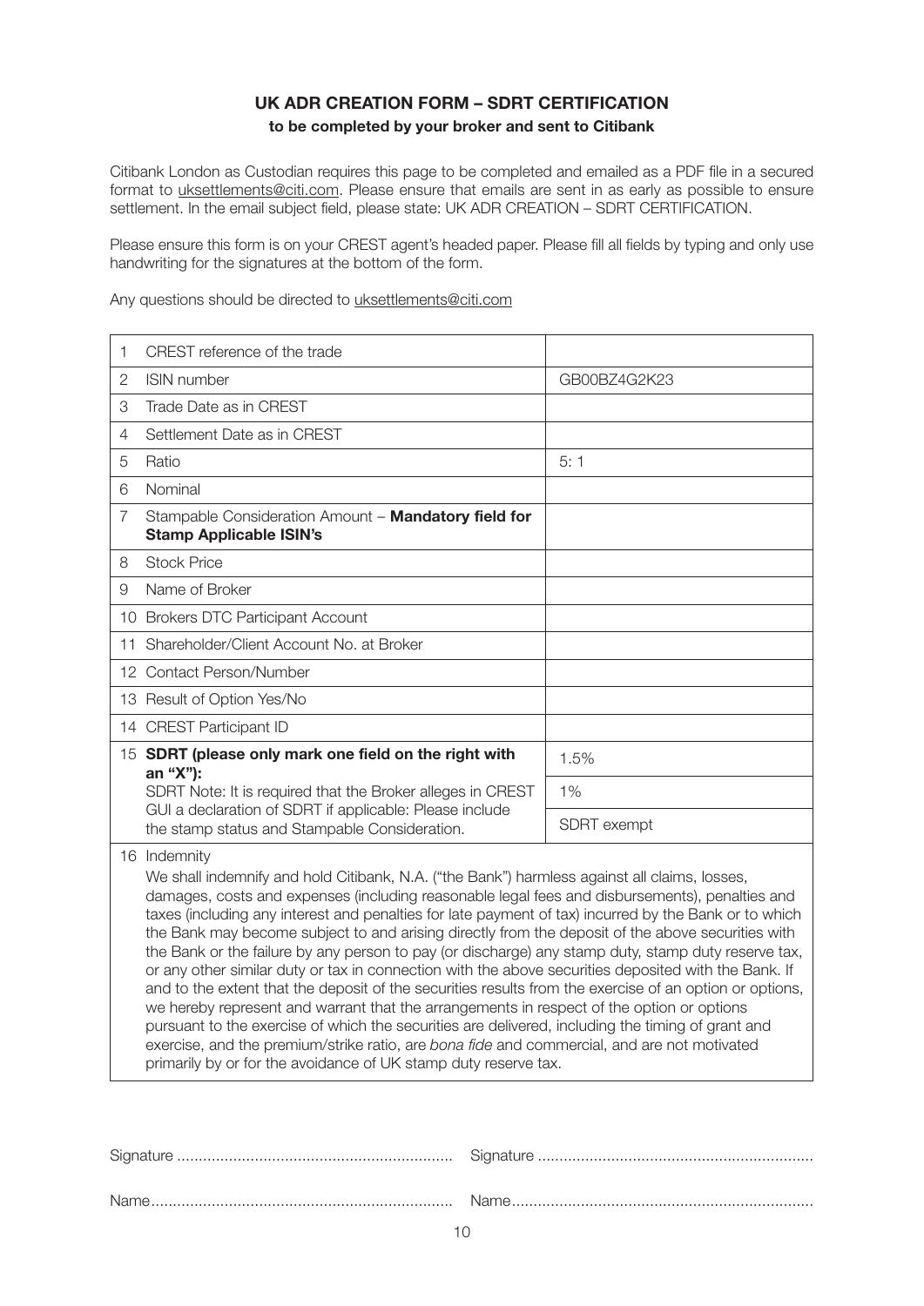## UK ADR CREATION FORM – SDRT CERTIFICATION

**to be completed by your broker and sent to Citibank**

Citibank London as Custodian requires this page to be completed and emailed as a PDF file in a secured format to uksettlements@citi.com. Please ensure that emails are sent in as early as possible to ensure settlement. In the email subject field, please state: UK ADR CREATION – SDRT CERTIFICATION.

Please ensure this form is on your CREST agent's headed paper. Please fill all fields by typing and only use handwriting for the signatures at the bottom of the form.

Any questions should be directed to uksettlements@citi.com

| | | |
|---|---|---|
| 1 | CREST reference of the trade | |
| 2 | ISIN number | GB00BZ4G2K23 |
| 3 | Trade Date as in CREST | |
| 4 | Settlement Date as in CREST | |
| 5 | Ratio | 5: 1 |
| 6 | Nominal | |
| 7 | Stampable Consideration Amount – **Mandatory field for Stamp Applicable ISIN's** | |
| 8 | Stock Price | |
| 9 | Name of Broker | |
| 10 | Brokers DTC Participant Account | |
| 11 | Shareholder/Client Account No. at Broker | |
| 12 | Contact Person/Number | |
| 13 | Result of Option Yes/No | |
| 14 | CREST Participant ID | |
| 15 | **SDRT (please only mark one field on the right with an "X"):** SDRT Note: It is required that the Broker alleges in CREST GUI a declaration of SDRT if applicable: Please include the stamp status and Stampable Consideration. | 1.5% |
| | | 1% |
| | | SDRT exempt |

16 Indemnity

We shall indemnify and hold Citibank, N.A. ("the Bank") harmless against all claims, losses, damages, costs and expenses (including reasonable legal fees and disbursements), penalties and taxes (including any interest and penalties for late payment of tax) incurred by the Bank or to which the Bank may become subject to and arising directly from the deposit of the above securities with the Bank or the failure by any person to pay (or discharge) any stamp duty, stamp duty reserve tax, or any other similar duty or tax in connection with the above securities deposited with the Bank. If and to the extent that the deposit of the securities results from the exercise of an option or options, we hereby represent and warrant that the arrangements in respect of the option or options pursuant to the exercise of which the securities are delivered, including the timing of grant and exercise, and the premium/strike ratio, are *bona fide* and commercial, and are not motivated primarily by or for the avoidance of UK stamp duty reserve tax.

Signature ................................................................ Signature ................................................................

Name...................................................................... Name......................................................................